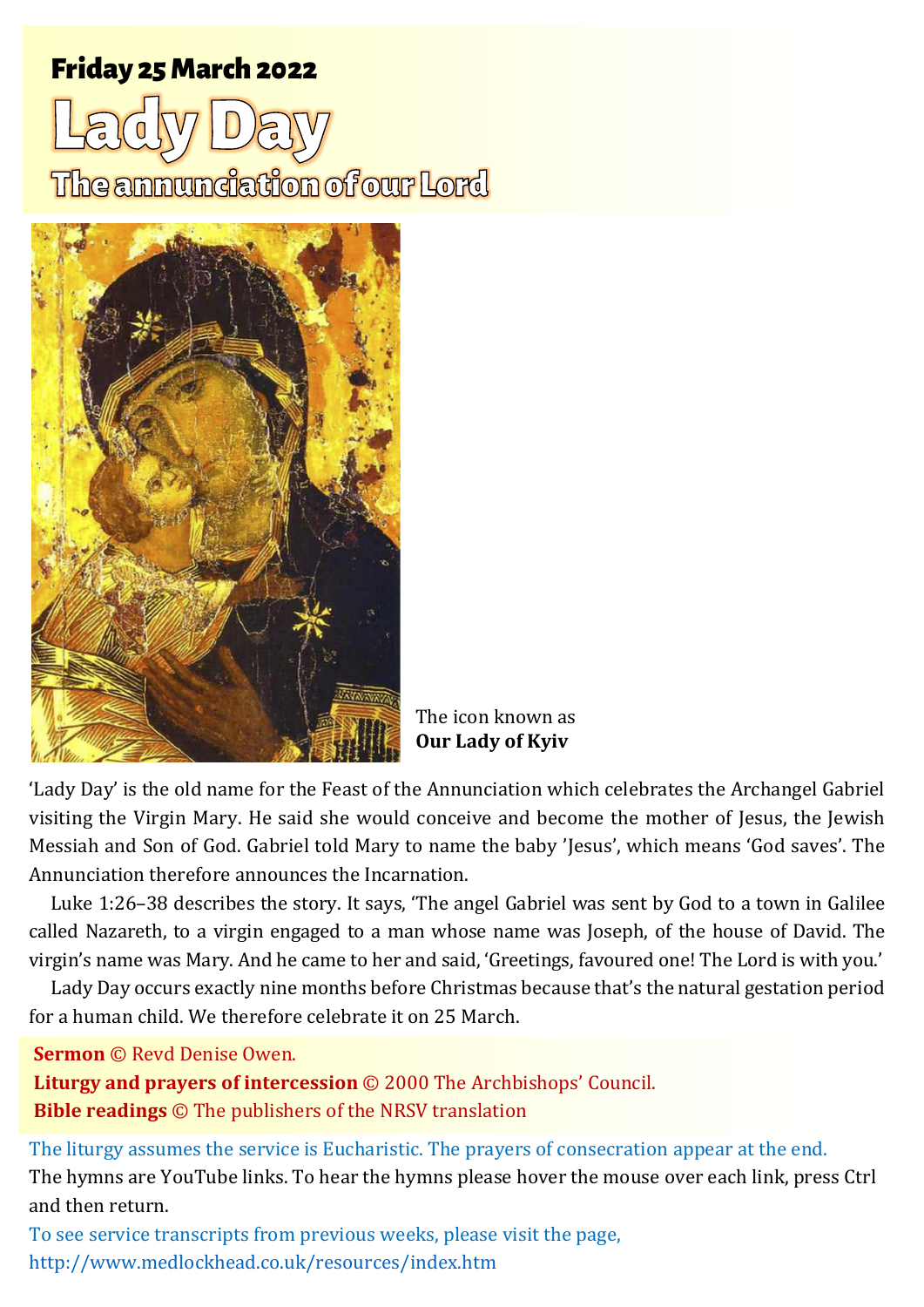**Friday 25 March 2022**

# Lady Day

## The annunciation of our Lord

The icon known as **Our Lady of Kyiv**

'Lady Day' is the old name for the Feast of the Annunciation which celebrates the Archangel Gabriel visiting the Virgin Mary. He said she would conceive and become the mother of Jesus, the Jewish Messiah and Son of God. Gabriel told Mary to name the baby 'Jesus', which means 'God saves'. The Annunciation therefore announces the Incarnation.

Luke 1:26–38 describes the story. It says, 'The angel Gabriel was sent by God to a town in Galilee called Nazareth, to a virgin engaged to a man whose name was Joseph, of the house of David. The virgin's name was Mary. And he came to her and said, 'Greetings, favoured one! The Lord is with you.'

Lady Day occurs exactly nine months before Christmas because that's the natural gestation period for a human child. We therefore celebrate it on 25 March.

**Sermon** © Revd Denise Owen.
**Liturgy and prayers of intercession** © 2000 The Archbishops' Council.
**Bible readings** © The publishers of the NRSV translation

The liturgy assumes the service is Eucharistic. The prayers of consecration appear at the end.

The hymns are YouTube links. To hear the hymns please hover the mouse over each link, press Ctrl and then return.

To see service transcripts from previous weeks, please visit the page, http://www.medlockhead.co.uk/resources/index.htm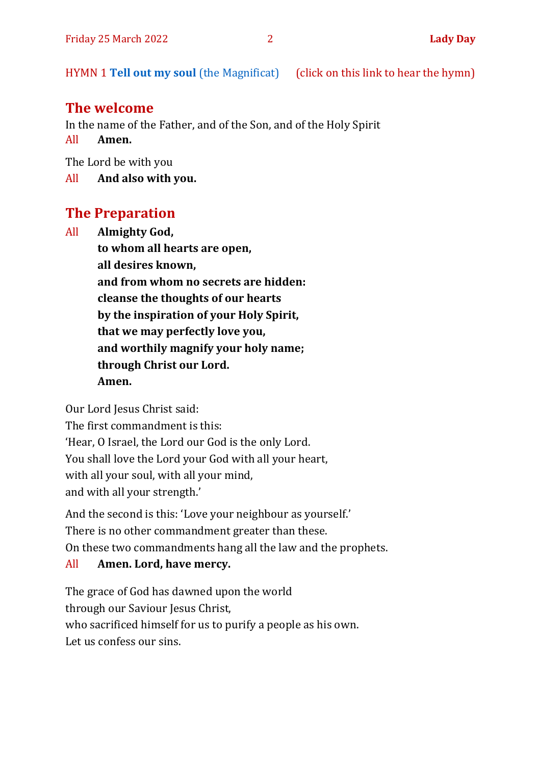HYMN 1 **Tell out my soul** (the Magnificat) (click on this link to hear the hymn)

## The welcome

In the name of the Father, and of the Son, and of the Holy Spirit

All **Amen.**

The Lord be with you

All **And also with you.**

## The Preparation

All **Almighty God,**
**to whom all hearts are open,**
**all desires known,**
**and from whom no secrets are hidden:**
**cleanse the thoughts of our hearts**
**by the inspiration of your Holy Spirit,**
**that we may perfectly love you,**
**and worthily magnify your holy name;**
**through Christ our Lord.**
**Amen.**

Our Lord Jesus Christ said:
The first commandment is this:
'Hear, O Israel, the Lord our God is the only Lord.
You shall love the Lord your God with all your heart,
with all your soul, with all your mind,
and with all your strength.'

And the second is this: 'Love your neighbour as yourself.'
There is no other commandment greater than these.
On these two commandments hang all the law and the prophets.

All **Amen. Lord, have mercy.**

The grace of God has dawned upon the world
through our Saviour Jesus Christ,
who sacrificed himself for us to purify a people as his own.
Let us confess our sins.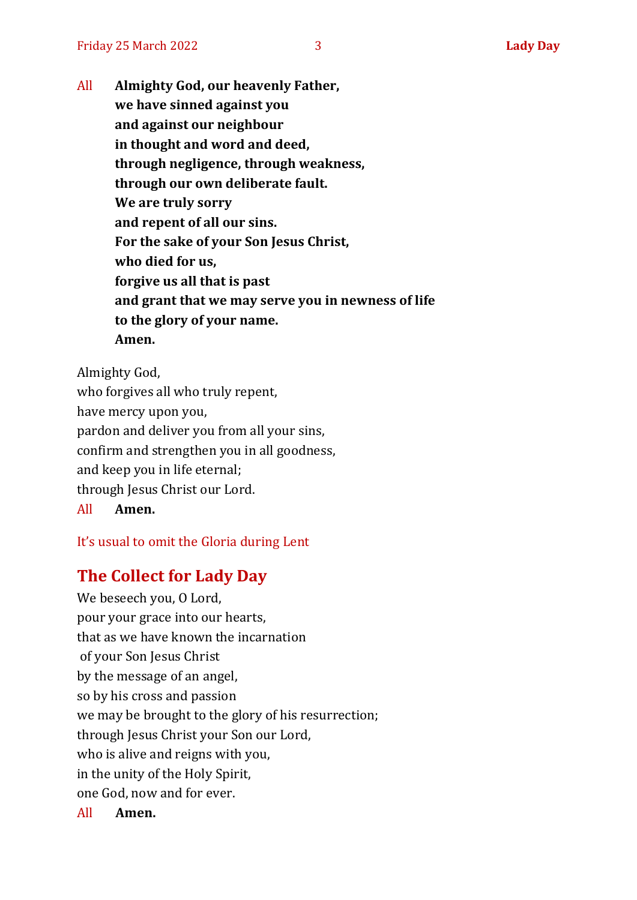All **Almighty God, our heavenly Father,**
**we have sinned against you**
**and against our neighbour**
**in thought and word and deed,**
**through negligence, through weakness,**
**through our own deliberate fault.**
**We are truly sorry**
**and repent of all our sins.**
**For the sake of your Son Jesus Christ,**
**who died for us,**
**forgive us all that is past**
**and grant that we may serve you in newness of life**
**to the glory of your name.**
**Amen.**

Almighty God,
who forgives all who truly repent,
have mercy upon you,
pardon and deliver you from all your sins,
confirm and strengthen you in all goodness,
and keep you in life eternal;
through Jesus Christ our Lord.

All **Amen.**

It's usual to omit the Gloria during Lent

## The Collect for Lady Day

We beseech you, O Lord,
pour your grace into our hearts,
that as we have known the incarnation
of your Son Jesus Christ
by the message of an angel,
so by his cross and passion
we may be brought to the glory of his resurrection;
through Jesus Christ your Son our Lord,
who is alive and reigns with you,
in the unity of the Holy Spirit,
one God, now and for ever.

All **Amen.**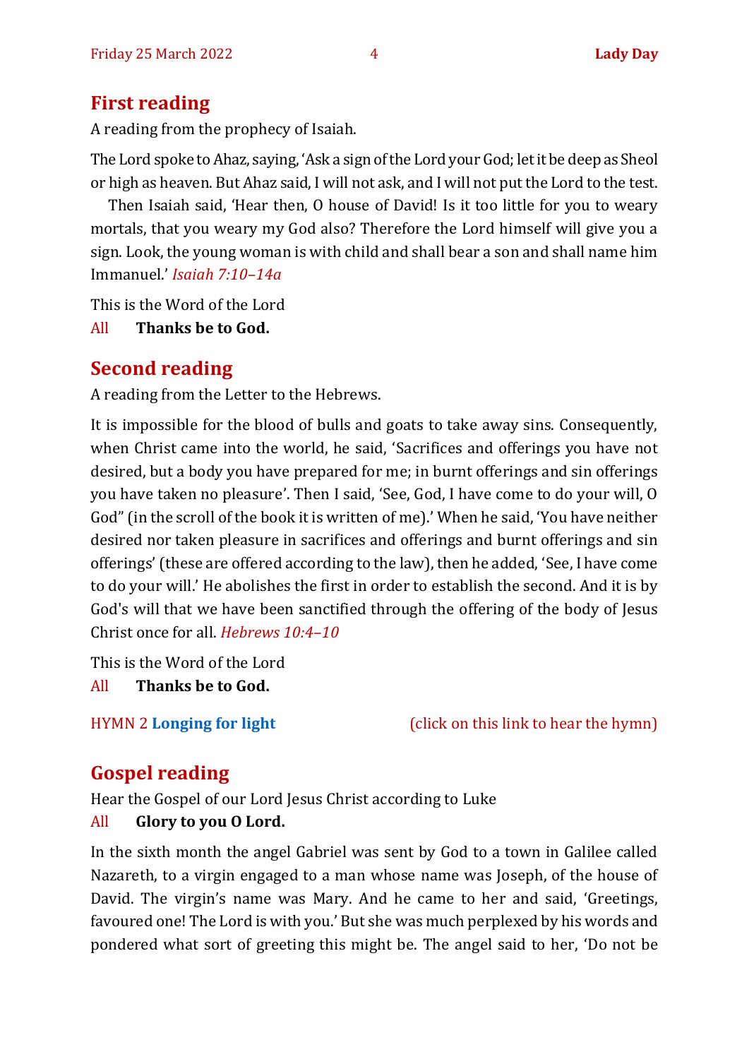## First reading

A reading from the prophecy of Isaiah.

The Lord spoke to Ahaz, saying, 'Ask a sign of the Lord your God; let it be deep as Sheol or high as heaven. But Ahaz said, I will not ask, and I will not put the Lord to the test.

Then Isaiah said, 'Hear then, O house of David! Is it too little for you to weary mortals, that you weary my God also? Therefore the Lord himself will give you a sign. Look, the young woman is with child and shall bear a son and shall name him Immanuel.' *Isaiah 7:10–14a*

This is the Word of the Lord

All **Thanks be to God.**

## Second reading

A reading from the Letter to the Hebrews.

It is impossible for the blood of bulls and goats to take away sins. Consequently, when Christ came into the world, he said, 'Sacrifices and offerings you have not desired, but a body you have prepared for me; in burnt offerings and sin offerings you have taken no pleasure'. Then I said, 'See, God, I have come to do your will, O God" (in the scroll of the book it is written of me).' When he said, 'You have neither desired nor taken pleasure in sacrifices and offerings and burnt offerings and sin offerings' (these are offered according to the law), then he added, 'See, I have come to do your will.' He abolishes the first in order to establish the second. And it is by God's will that we have been sanctified through the offering of the body of Jesus Christ once for all. *Hebrews 10:4–10*

This is the Word of the Lord

All **Thanks be to God.**

HYMN 2 **Longing for light** (click on this link to hear the hymn)

## Gospel reading

Hear the Gospel of our Lord Jesus Christ according to Luke

All **Glory to you O Lord.**

In the sixth month the angel Gabriel was sent by God to a town in Galilee called Nazareth, to a virgin engaged to a man whose name was Joseph, of the house of David. The virgin's name was Mary. And he came to her and said, 'Greetings, favoured one! The Lord is with you.' But she was much perplexed by his words and pondered what sort of greeting this might be. The angel said to her, 'Do not be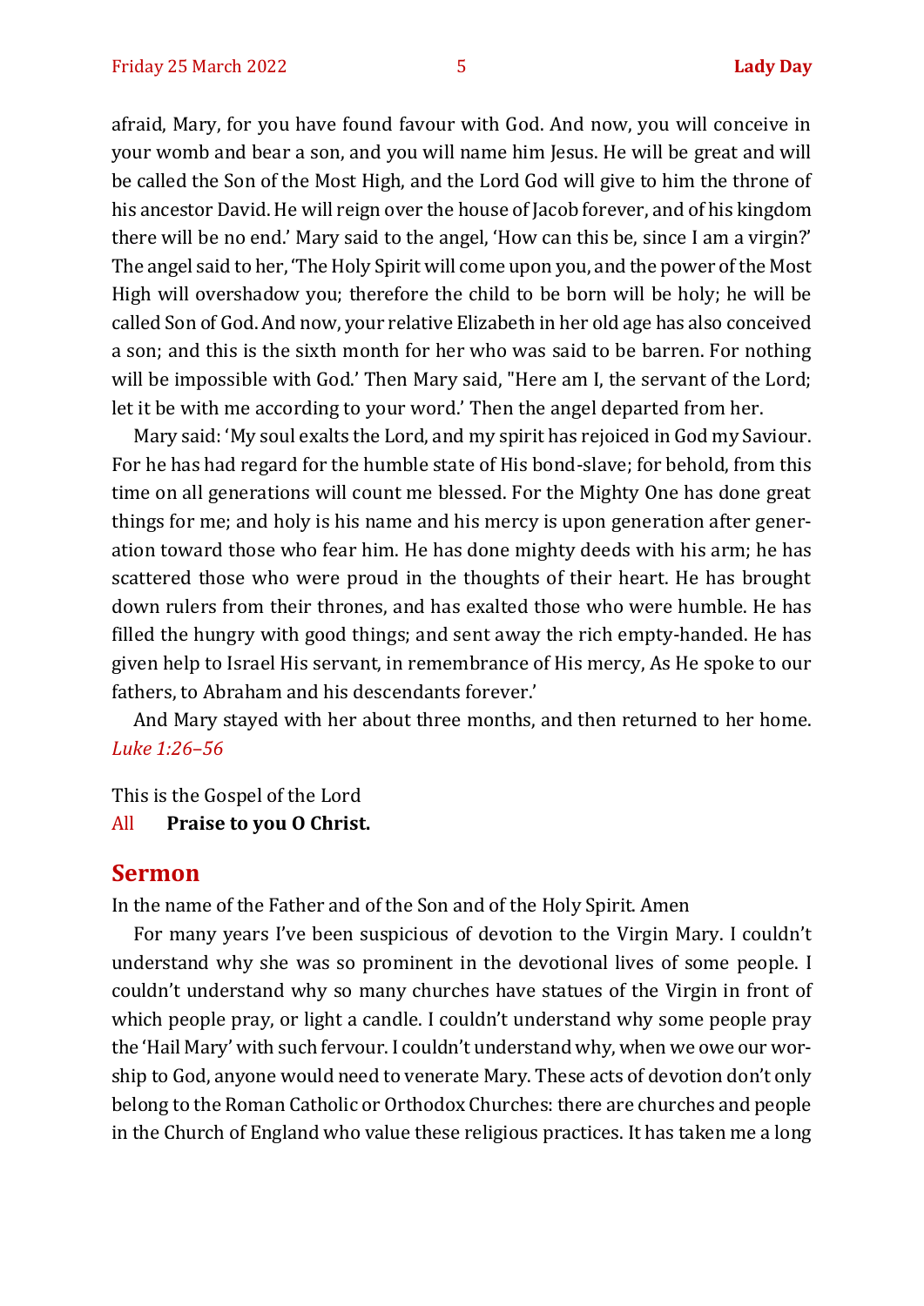afraid, Mary, for you have found favour with God. And now, you will conceive in your womb and bear a son, and you will name him Jesus. He will be great and will be called the Son of the Most High, and the Lord God will give to him the throne of his ancestor David. He will reign over the house of Jacob forever, and of his kingdom there will be no end.' Mary said to the angel, 'How can this be, since I am a virgin?' The angel said to her, 'The Holy Spirit will come upon you, and the power of the Most High will overshadow you; therefore the child to be born will be holy; he will be called Son of God. And now, your relative Elizabeth in her old age has also conceived a son; and this is the sixth month for her who was said to be barren. For nothing will be impossible with God.' Then Mary said, "Here am I, the servant of the Lord; let it be with me according to your word.' Then the angel departed from her.

Mary said: 'My soul exalts the Lord, and my spirit has rejoiced in God my Saviour. For he has had regard for the humble state of His bond-slave; for behold, from this time on all generations will count me blessed. For the Mighty One has done great things for me; and holy is his name and his mercy is upon generation after generation toward those who fear him. He has done mighty deeds with his arm; he has scattered those who were proud in the thoughts of their heart. He has brought down rulers from their thrones, and has exalted those who were humble. He has filled the hungry with good things; and sent away the rich empty-handed. He has given help to Israel His servant, in remembrance of His mercy, As He spoke to our fathers, to Abraham and his descendants forever.'

And Mary stayed with her about three months, and then returned to her home. *Luke 1:26–56*

This is the Gospel of the Lord

All **Praise to you O Christ.**

## Sermon

In the name of the Father and of the Son and of the Holy Spirit. Amen

For many years I've been suspicious of devotion to the Virgin Mary. I couldn't understand why she was so prominent in the devotional lives of some people. I couldn't understand why so many churches have statues of the Virgin in front of which people pray, or light a candle. I couldn't understand why some people pray the 'Hail Mary' with such fervour. I couldn't understand why, when we owe our worship to God, anyone would need to venerate Mary. These acts of devotion don't only belong to the Roman Catholic or Orthodox Churches: there are churches and people in the Church of England who value these religious practices. It has taken me a long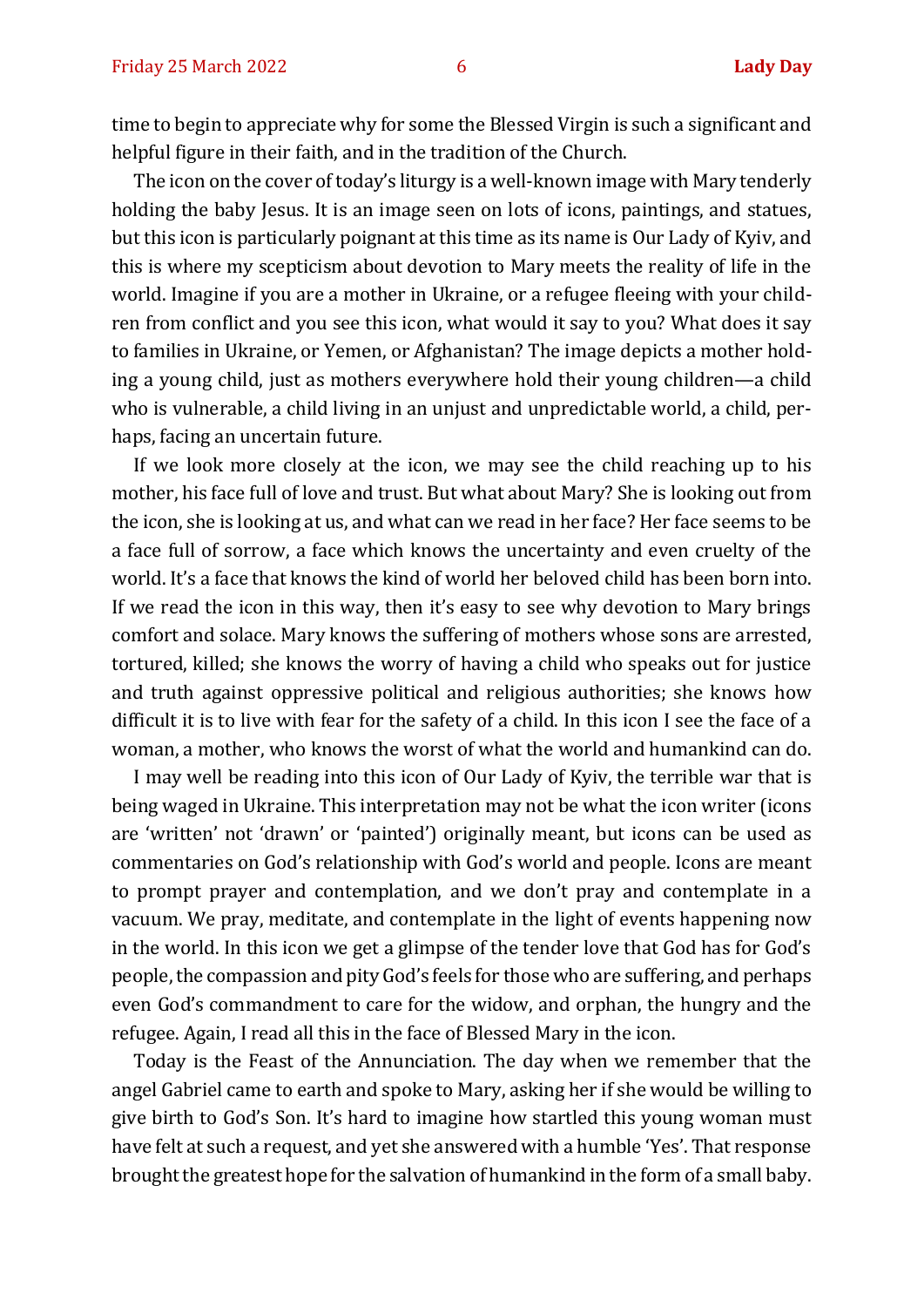time to begin to appreciate why for some the Blessed Virgin is such a significant and helpful figure in their faith, and in the tradition of the Church.

The icon on the cover of today's liturgy is a well-known image with Mary tenderly holding the baby Jesus. It is an image seen on lots of icons, paintings, and statues, but this icon is particularly poignant at this time as its name is Our Lady of Kyiv, and this is where my scepticism about devotion to Mary meets the reality of life in the world. Imagine if you are a mother in Ukraine, or a refugee fleeing with your children from conflict and you see this icon, what would it say to you? What does it say to families in Ukraine, or Yemen, or Afghanistan? The image depicts a mother holding a young child, just as mothers everywhere hold their young children—a child who is vulnerable, a child living in an unjust and unpredictable world, a child, perhaps, facing an uncertain future.

If we look more closely at the icon, we may see the child reaching up to his mother, his face full of love and trust. But what about Mary? She is looking out from the icon, she is looking at us, and what can we read in her face? Her face seems to be a face full of sorrow, a face which knows the uncertainty and even cruelty of the world. It's a face that knows the kind of world her beloved child has been born into. If we read the icon in this way, then it's easy to see why devotion to Mary brings comfort and solace. Mary knows the suffering of mothers whose sons are arrested, tortured, killed; she knows the worry of having a child who speaks out for justice and truth against oppressive political and religious authorities; she knows how difficult it is to live with fear for the safety of a child. In this icon I see the face of a woman, a mother, who knows the worst of what the world and humankind can do.

I may well be reading into this icon of Our Lady of Kyiv, the terrible war that is being waged in Ukraine. This interpretation may not be what the icon writer (icons are 'written' not 'drawn' or 'painted') originally meant, but icons can be used as commentaries on God's relationship with God's world and people. Icons are meant to prompt prayer and contemplation, and we don't pray and contemplate in a vacuum. We pray, meditate, and contemplate in the light of events happening now in the world. In this icon we get a glimpse of the tender love that God has for God's people, the compassion and pity God's feels for those who are suffering, and perhaps even God's commandment to care for the widow, and orphan, the hungry and the refugee. Again, I read all this in the face of Blessed Mary in the icon.

Today is the Feast of the Annunciation. The day when we remember that the angel Gabriel came to earth and spoke to Mary, asking her if she would be willing to give birth to God's Son. It's hard to imagine how startled this young woman must have felt at such a request, and yet she answered with a humble 'Yes'. That response brought the greatest hope for the salvation of humankind in the form of a small baby.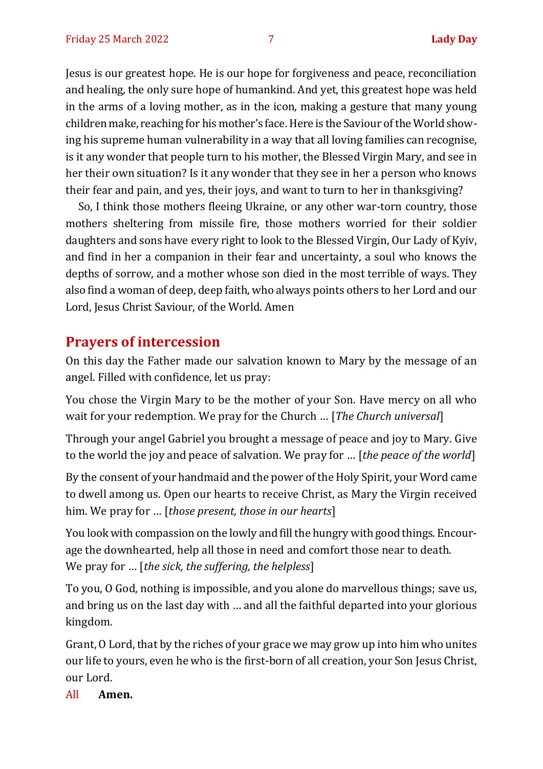Jesus is our greatest hope. He is our hope for forgiveness and peace, reconciliation and healing, the only sure hope of humankind. And yet, this greatest hope was held in the arms of a loving mother, as in the icon, making a gesture that many young children make, reaching for his mother's face. Here is the Saviour of the World showing his supreme human vulnerability in a way that all loving families can recognise, is it any wonder that people turn to his mother, the Blessed Virgin Mary, and see in her their own situation? Is it any wonder that they see in her a person who knows their fear and pain, and yes, their joys, and want to turn to her in thanksgiving?

So, I think those mothers fleeing Ukraine, or any other war-torn country, those mothers sheltering from missile fire, those mothers worried for their soldier daughters and sons have every right to look to the Blessed Virgin, Our Lady of Kyiv, and find in her a companion in their fear and uncertainty, a soul who knows the depths of sorrow, and a mother whose son died in the most terrible of ways. They also find a woman of deep, deep faith, who always points others to her Lord and our Lord, Jesus Christ Saviour, of the World. Amen

## Prayers of intercession

On this day the Father made our salvation known to Mary by the message of an angel. Filled with confidence, let us pray:

You chose the Virgin Mary to be the mother of your Son. Have mercy on all who wait for your redemption. We pray for the Church … [*The Church universal*]

Through your angel Gabriel you brought a message of peace and joy to Mary. Give to the world the joy and peace of salvation. We pray for … [*the peace of the world*]

By the consent of your handmaid and the power of the Holy Spirit, your Word came to dwell among us. Open our hearts to receive Christ, as Mary the Virgin received him. We pray for … [*those present, those in our hearts*]

You look with compassion on the lowly and fill the hungry with good things. Encourage the downhearted, help all those in need and comfort those near to death.
We pray for … [*the sick, the suffering, the helpless*]

To you, O God, nothing is impossible, and you alone do marvellous things; save us, and bring us on the last day with … and all the faithful departed into your glorious kingdom.

Grant, O Lord, that by the riches of your grace we may grow up into him who unites our life to yours, even he who is the first-born of all creation, your Son Jesus Christ, our Lord.

All **Amen.**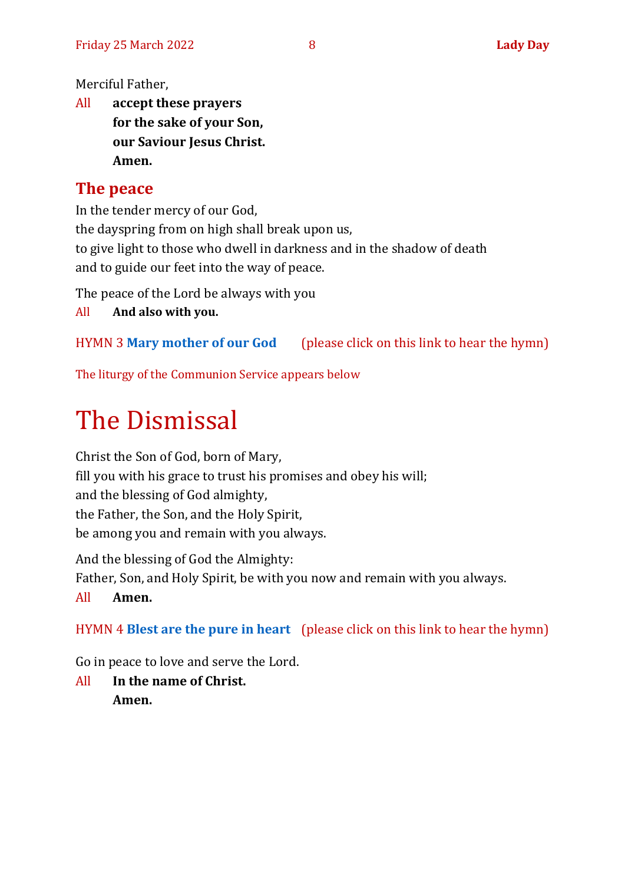Merciful Father,

All **accept these prayers**
**for the sake of your Son,**
**our Saviour Jesus Christ.**
**Amen.**

## The peace

In the tender mercy of our God,
the dayspring from on high shall break upon us,
to give light to those who dwell in darkness and in the shadow of death
and to guide our feet into the way of peace.

The peace of the Lord be always with you

All **And also with you.**

HYMN 3 **Mary mother of our God** (please click on this link to hear the hymn)

The liturgy of the Communion Service appears below

# The Dismissal

Christ the Son of God, born of Mary,
fill you with his grace to trust his promises and obey his will;
and the blessing of God almighty,
the Father, the Son, and the Holy Spirit,
be among you and remain with you always.

And the blessing of God the Almighty:
Father, Son, and Holy Spirit, be with you now and remain with you always.

All **Amen.**

HYMN 4 **Blest are the pure in heart** (please click on this link to hear the hymn)

Go in peace to love and serve the Lord.

All **In the name of Christ.**
**Amen.**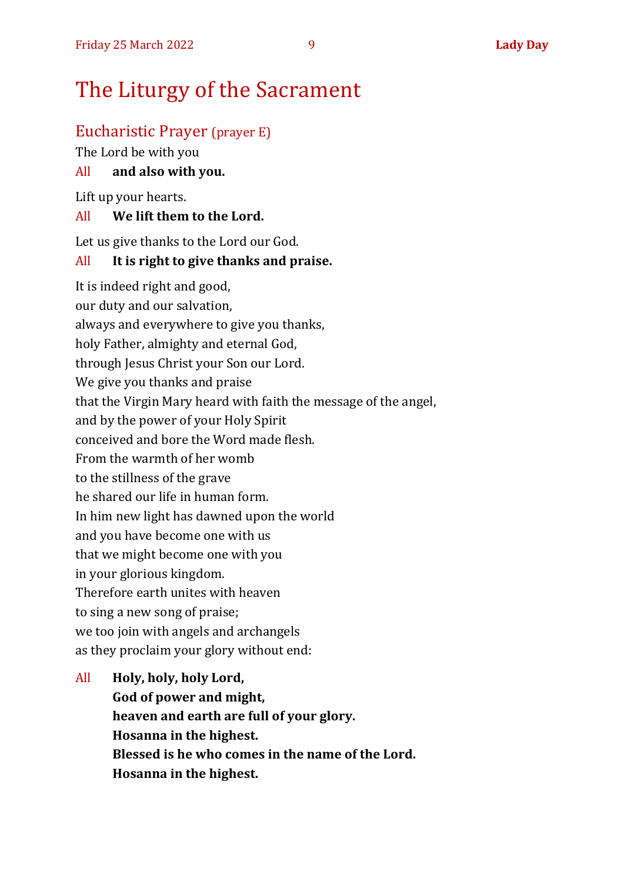# The Liturgy of the Sacrament

## Eucharistic Prayer (prayer E)

The Lord be with you

All **and also with you.**

Lift up your hearts.

All **We lift them to the Lord.**

Let us give thanks to the Lord our God.

All **It is right to give thanks and praise.**

It is indeed right and good,  
our duty and our salvation,  
always and everywhere to give you thanks,  
holy Father, almighty and eternal God,  
through Jesus Christ your Son our Lord.  
We give you thanks and praise  
that the Virgin Mary heard with faith the message of the angel,  
and by the power of your Holy Spirit  
conceived and bore the Word made flesh.  
From the warmth of her womb  
to the stillness of the grave  
he shared our life in human form.  
In him new light has dawned upon the world  
and you have become one with us  
that we might become one with you  
in your glorious kingdom.  
Therefore earth unites with heaven  
to sing a new song of praise;  
we too join with angels and archangels  
as they proclaim your glory without end:

All **Holy, holy, holy Lord,**  
**God of power and might,**  
**heaven and earth are full of your glory.**  
**Hosanna in the highest.**  
**Blessed is he who comes in the name of the Lord.**  
**Hosanna in the highest.**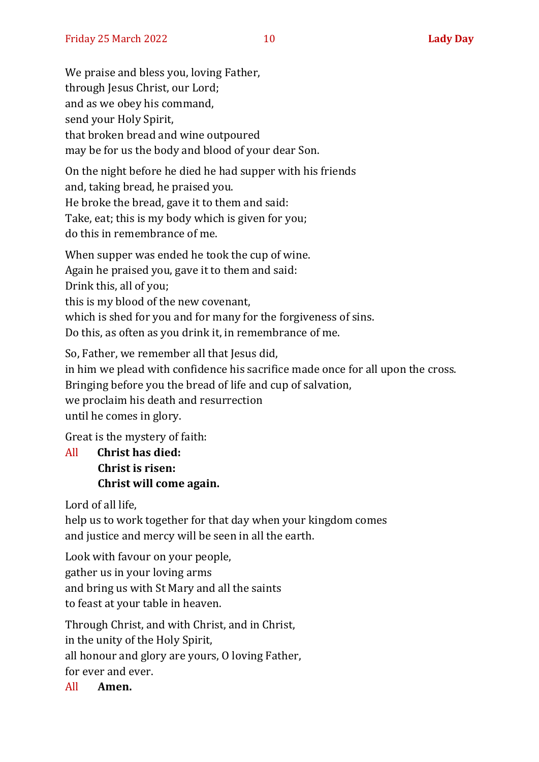We praise and bless you, loving Father,
through Jesus Christ, our Lord;
and as we obey his command,
send your Holy Spirit,
that broken bread and wine outpoured
may be for us the body and blood of your dear Son.

On the night before he died he had supper with his friends
and, taking bread, he praised you.
He broke the bread, gave it to them and said:
Take, eat; this is my body which is given for you;
do this in remembrance of me.

When supper was ended he took the cup of wine.
Again he praised you, gave it to them and said:
Drink this, all of you;
this is my blood of the new covenant,
which is shed for you and for many for the forgiveness of sins.
Do this, as often as you drink it, in remembrance of me.

So, Father, we remember all that Jesus did,
in him we plead with confidence his sacrifice made once for all upon the cross.
Bringing before you the bread of life and cup of salvation,
we proclaim his death and resurrection
until he comes in glory.

Great is the mystery of faith:

All **Christ has died:**
**Christ is risen:**
**Christ will come again.**

Lord of all life,
help us to work together for that day when your kingdom comes
and justice and mercy will be seen in all the earth.

Look with favour on your people,
gather us in your loving arms
and bring us with St Mary and all the saints
to feast at your table in heaven.

Through Christ, and with Christ, and in Christ,
in the unity of the Holy Spirit,
all honour and glory are yours, O loving Father,
for ever and ever.

All **Amen.**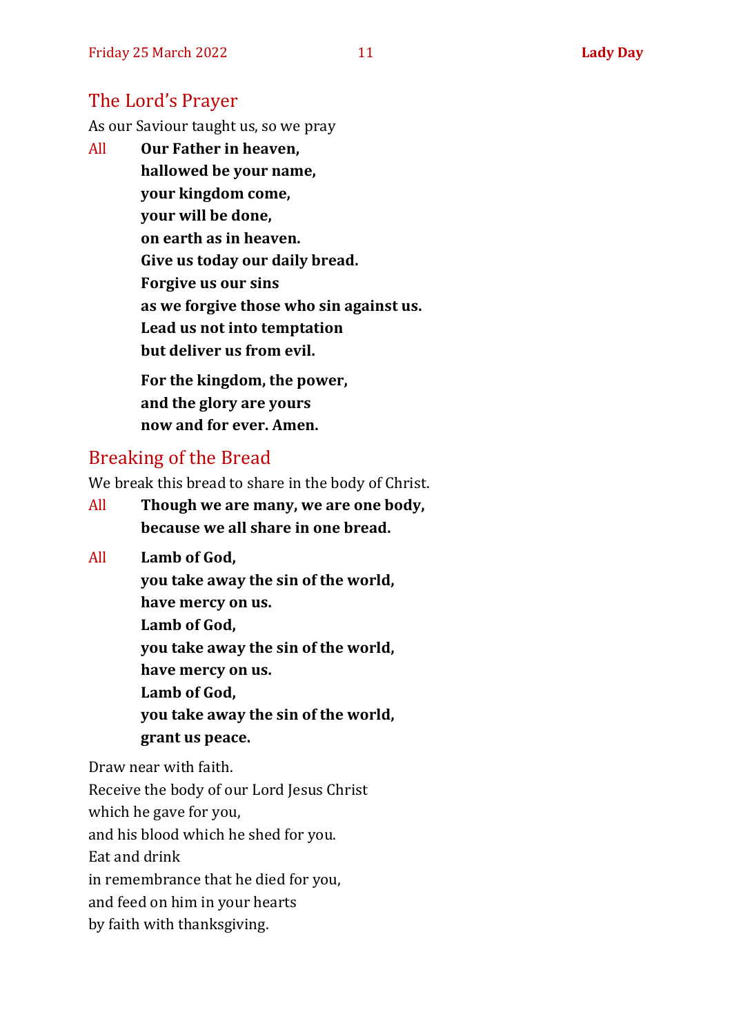## The Lord's Prayer

As our Saviour taught us, so we pray

All **Our Father in heaven,**
**hallowed be your name,**
**your kingdom come,**
**your will be done,**
**on earth as in heaven.**
**Give us today our daily bread.**
**Forgive us our sins**
**as we forgive those who sin against us.**
**Lead us not into temptation**
**but deliver us from evil.**

**For the kingdom, the power,**
**and the glory are yours**
**now and for ever. Amen.**

## Breaking of the Bread

We break this bread to share in the body of Christ.

All **Though we are many, we are one body,**
**because we all share in one bread.**

All **Lamb of God,**
**you take away the sin of the world,**
**have mercy on us.**
**Lamb of God,**
**you take away the sin of the world,**
**have mercy on us.**
**Lamb of God,**
**you take away the sin of the world,**
**grant us peace.**

Draw near with faith.
Receive the body of our Lord Jesus Christ
which he gave for you,
and his blood which he shed for you.
Eat and drink
in remembrance that he died for you,
and feed on him in your hearts
by faith with thanksgiving.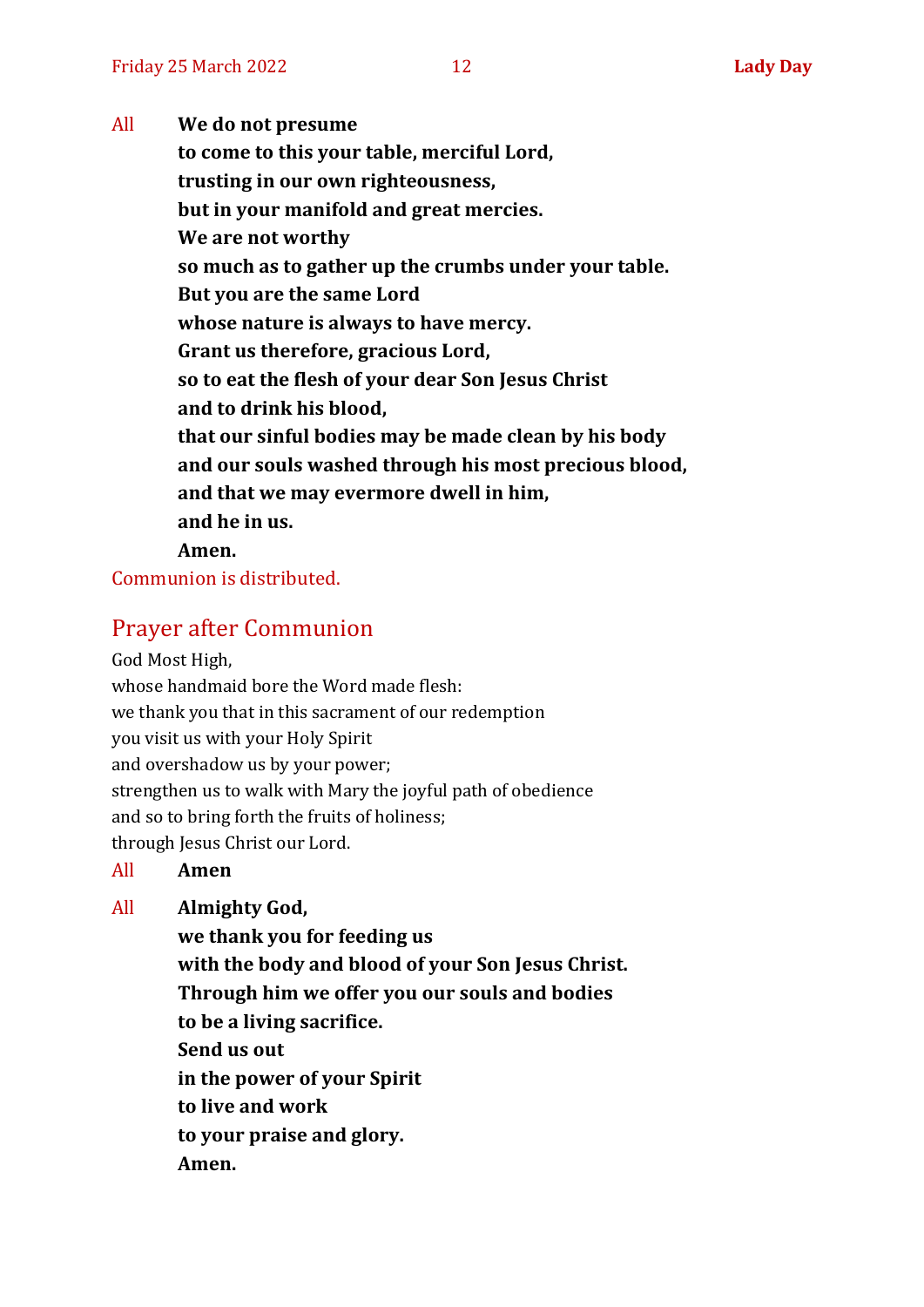All **We do not presume**
**to come to this your table, merciful Lord,**
**trusting in our own righteousness,**
**but in your manifold and great mercies.**
**We are not worthy**
**so much as to gather up the crumbs under your table.**
**But you are the same Lord**
**whose nature is always to have mercy.**
**Grant us therefore, gracious Lord,**
**so to eat the flesh of your dear Son Jesus Christ**
**and to drink his blood,**
**that our sinful bodies may be made clean by his body**
**and our souls washed through his most precious blood,**
**and that we may evermore dwell in him,**
**and he in us.**
**Amen.**

Communion is distributed.

## Prayer after Communion

God Most High,
whose handmaid bore the Word made flesh:
we thank you that in this sacrament of our redemption
you visit us with your Holy Spirit
and overshadow us by your power;
strengthen us to walk with Mary the joyful path of obedience
and so to bring forth the fruits of holiness;
through Jesus Christ our Lord.

All **Amen**

All **Almighty God,**
**we thank you for feeding us**
**with the body and blood of your Son Jesus Christ.**
**Through him we offer you our souls and bodies**
**to be a living sacrifice.**
**Send us out**
**in the power of your Spirit**
**to live and work**
**to your praise and glory.**
**Amen.**